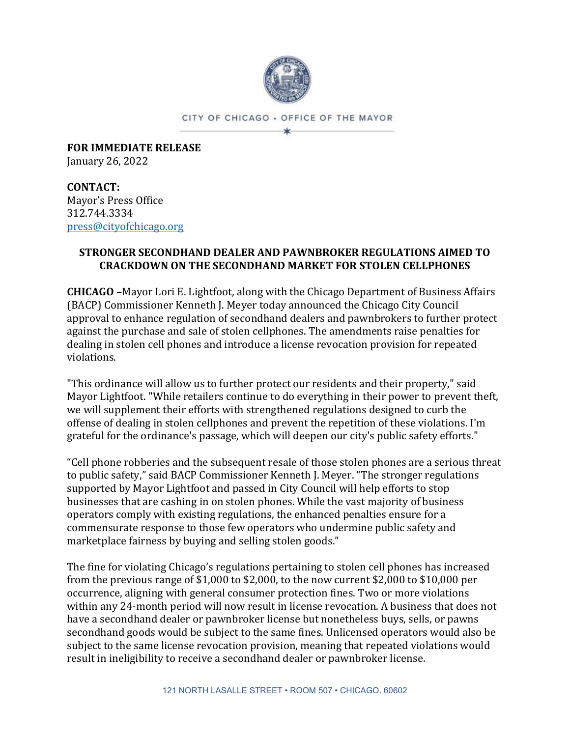CITY OF CHICAGO • OFFICE OF THE MAYOR

**FOR IMMEDIATE RELEASE**
January 26, 2022

**CONTACT:**
Mayor's Press Office
312.744.3334
press@cityofchicago.org

**STRONGER SECONDHAND DEALER AND PAWNBROKER REGULATIONS AIMED TO CRACKDOWN ON THE SECONDHAND MARKET FOR STOLEN CELLPHONES**

**CHICAGO –**Mayor Lori E. Lightfoot, along with the Chicago Department of Business Affairs (BACP) Commissioner Kenneth J. Meyer today announced the Chicago City Council approval to enhance regulation of secondhand dealers and pawnbrokers to further protect against the purchase and sale of stolen cellphones. The amendments raise penalties for dealing in stolen cell phones and introduce a license revocation provision for repeated violations.

"This ordinance will allow us to further protect our residents and their property," said Mayor Lightfoot. "While retailers continue to do everything in their power to prevent theft, we will supplement their efforts with strengthened regulations designed to curb the offense of dealing in stolen cellphones and prevent the repetition of these violations. I'm grateful for the ordinance's passage, which will deepen our city's public safety efforts."

"Cell phone robberies and the subsequent resale of those stolen phones are a serious threat to public safety," said BACP Commissioner Kenneth J. Meyer. "The stronger regulations supported by Mayor Lightfoot and passed in City Council will help efforts to stop businesses that are cashing in on stolen phones. While the vast majority of business operators comply with existing regulations, the enhanced penalties ensure for a commensurate response to those few operators who undermine public safety and marketplace fairness by buying and selling stolen goods."

The fine for violating Chicago's regulations pertaining to stolen cell phones has increased from the previous range of $1,000 to $2,000, to the now current $2,000 to $10,000 per occurrence, aligning with general consumer protection fines. Two or more violations within any 24-month period will now result in license revocation. A business that does not have a secondhand dealer or pawnbroker license but nonetheless buys, sells, or pawns secondhand goods would be subject to the same fines. Unlicensed operators would also be subject to the same license revocation provision, meaning that repeated violations would result in ineligibility to receive a secondhand dealer or pawnbroker license.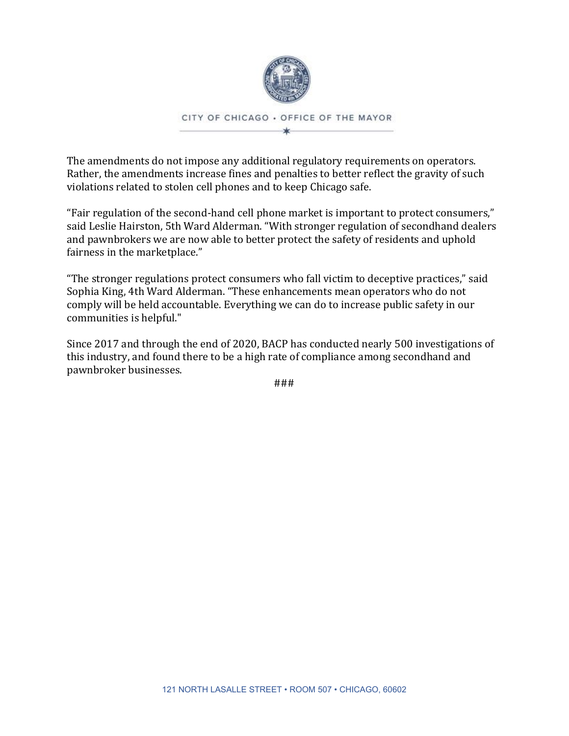The amendments do not impose any additional regulatory requirements on operators. Rather, the amendments increase fines and penalties to better reflect the gravity of such violations related to stolen cell phones and to keep Chicago safe.

"Fair regulation of the second-hand cell phone market is important to protect consumers," said Leslie Hairston, 5th Ward Alderman. "With stronger regulation of secondhand dealers and pawnbrokers we are now able to better protect the safety of residents and uphold fairness in the marketplace."

"The stronger regulations protect consumers who fall victim to deceptive practices," said Sophia King, 4th Ward Alderman. "These enhancements mean operators who do not comply will be held accountable. Everything we can do to increase public safety in our communities is helpful."

Since 2017 and through the end of 2020, BACP has conducted nearly 500 investigations of this industry, and found there to be a high rate of compliance among secondhand and pawnbroker businesses.

###